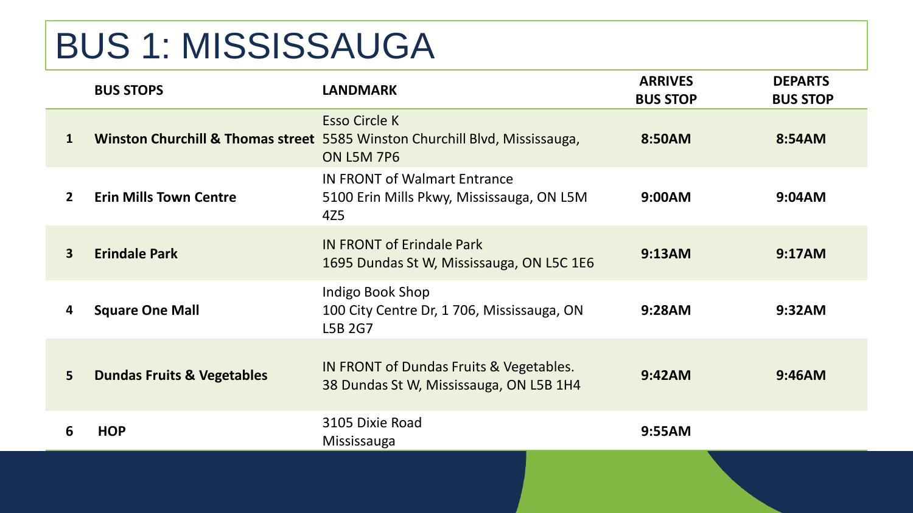# BUS 1: MISSISSAUGA

| | BUS STOPS | LANDMARK | ARRIVES BUS STOP | DEPARTS BUS STOP |
|---|---|---|---|---|
| 1 | **Winston Churchill & Thomas street** | Esso Circle K<br>5585 Winston Churchill Blvd, Mississauga, ON L5M 7P6 | **8:50AM** | **8:54AM** |
| 2 | **Erin Mills Town Centre** | IN FRONT of Walmart Entrance<br>5100 Erin Mills Pkwy, Mississauga, ON L5M 4Z5 | **9:00AM** | **9:04AM** |
| 3 | **Erindale Park** | IN FRONT of Erindale Park<br>1695 Dundas St W, Mississauga, ON L5C 1E6 | **9:13AM** | **9:17AM** |
| 4 | **Square One Mall** | Indigo Book Shop<br>100 City Centre Dr, 1 706, Mississauga, ON L5B 2G7 | **9:28AM** | **9:32AM** |
| 5 | **Dundas Fruits & Vegetables** | IN FRONT of Dundas Fruits & Vegetables.<br>38 Dundas St W, Mississauga, ON L5B 1H4 | **9:42AM** | **9:46AM** |
| 6 | **HOP** | 3105 Dixie Road<br>Mississauga | **9:55AM** | |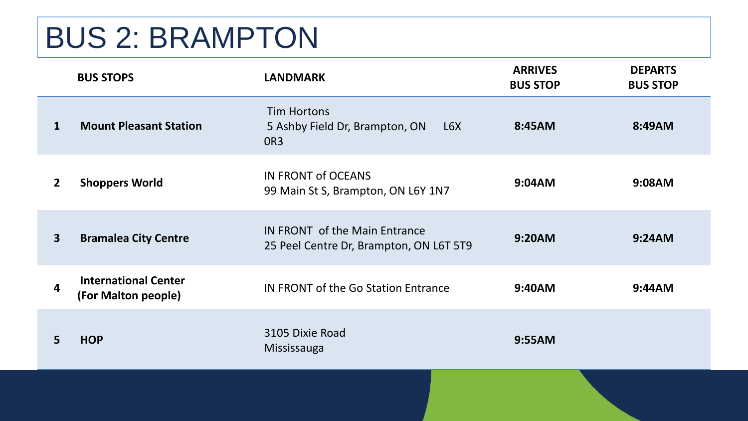# BUS 2: BRAMPTON

| | BUS STOPS | LANDMARK | ARRIVES BUS STOP | DEPARTS BUS STOP |
|---|---|---|---|---|
| 1 | **Mount Pleasant Station** | Tim Hortons<br>5 Ashby Field Dr, Brampton, ON L6X 0R3 | **8:45AM** | **8:49AM** |
| 2 | **Shoppers World** | IN FRONT of OCEANS<br>99 Main St S, Brampton, ON L6Y 1N7 | **9:04AM** | **9:08AM** |
| 3 | **Bramalea City Centre** | IN FRONT of the Main Entrance<br>25 Peel Centre Dr, Brampton, ON L6T 5T9 | **9:20AM** | **9:24AM** |
| 4 | **International Center (For Malton people)** | IN FRONT of the Go Station Entrance | **9:40AM** | **9:44AM** |
| 5 | **HOP** | 3105 Dixie Road<br>Mississauga | **9:55AM** | |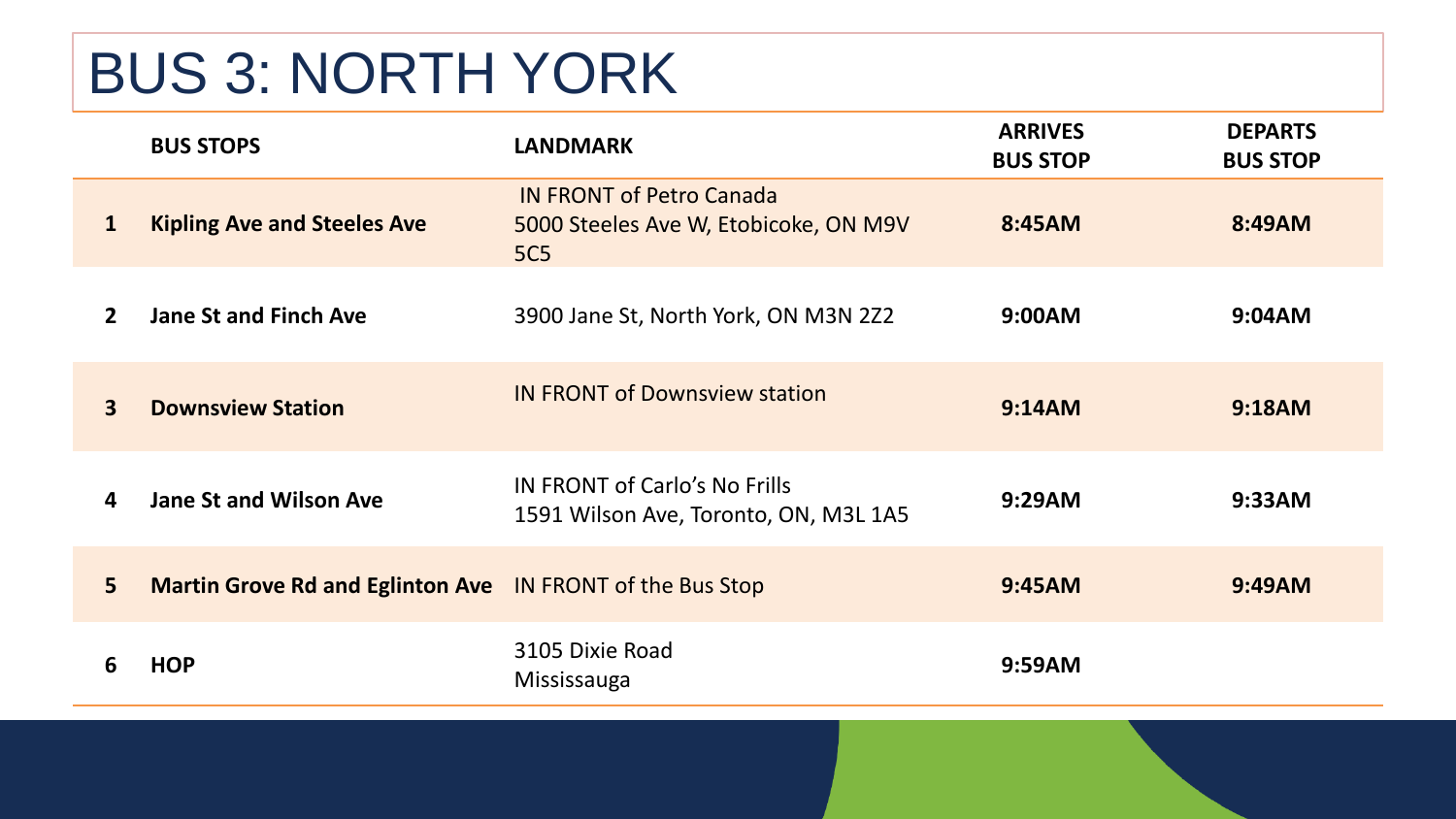# BUS 3: NORTH YORK

| | BUS STOPS | LANDMARK | ARRIVES BUS STOP | DEPARTS BUS STOP |
|---|---|---|---|---|
| 1 | **Kipling Ave and Steeles Ave** | IN FRONT of Petro Canada<br>5000 Steeles Ave W, Etobicoke, ON M9V 5C5 | **8:45AM** | **8:49AM** |
| 2 | **Jane St and Finch Ave** | 3900 Jane St, North York, ON M3N 2Z2 | **9:00AM** | **9:04AM** |
| 3 | **Downsview Station** | IN FRONT of Downsview station | **9:14AM** | **9:18AM** |
| 4 | **Jane St and Wilson Ave** | IN FRONT of Carlo's No Frills<br>1591 Wilson Ave, Toronto, ON, M3L 1A5 | **9:29AM** | **9:33AM** |
| 5 | **Martin Grove Rd and Eglinton Ave** | IN FRONT of the Bus Stop | **9:45AM** | **9:49AM** |
| 6 | **HOP** | 3105 Dixie Road<br>Mississauga | **9:59AM** | |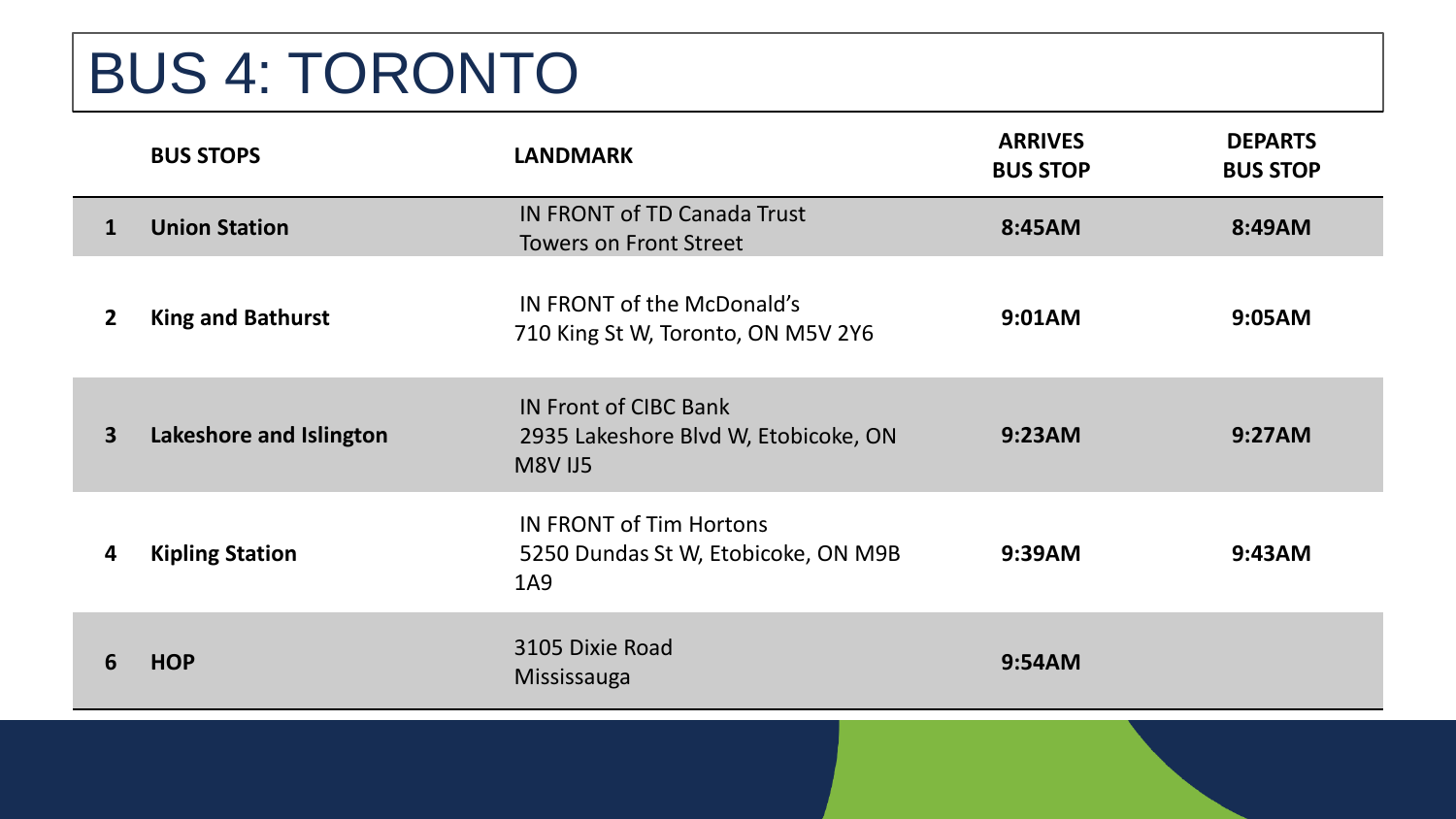# BUS 4: TORONTO

| | BUS STOPS | LANDMARK | ARRIVES BUS STOP | DEPARTS BUS STOP |
|---|---|---|---|---|
| 1 | Union Station | IN FRONT of TD Canada Trust Towers on Front Street | 8:45AM | 8:49AM |
| 2 | King and Bathurst | IN FRONT of the McDonald's 710 King St W, Toronto, ON M5V 2Y6 | 9:01AM | 9:05AM |
| 3 | Lakeshore and Islington | IN Front of CIBC Bank 2935 Lakeshore Blvd W, Etobicoke, ON M8V IJ5 | 9:23AM | 9:27AM |
| 4 | Kipling Station | IN FRONT of Tim Hortons 5250 Dundas St W, Etobicoke, ON M9B 1A9 | 9:39AM | 9:43AM |
| 6 | HOP | 3105 Dixie Road Mississauga | 9:54AM | |